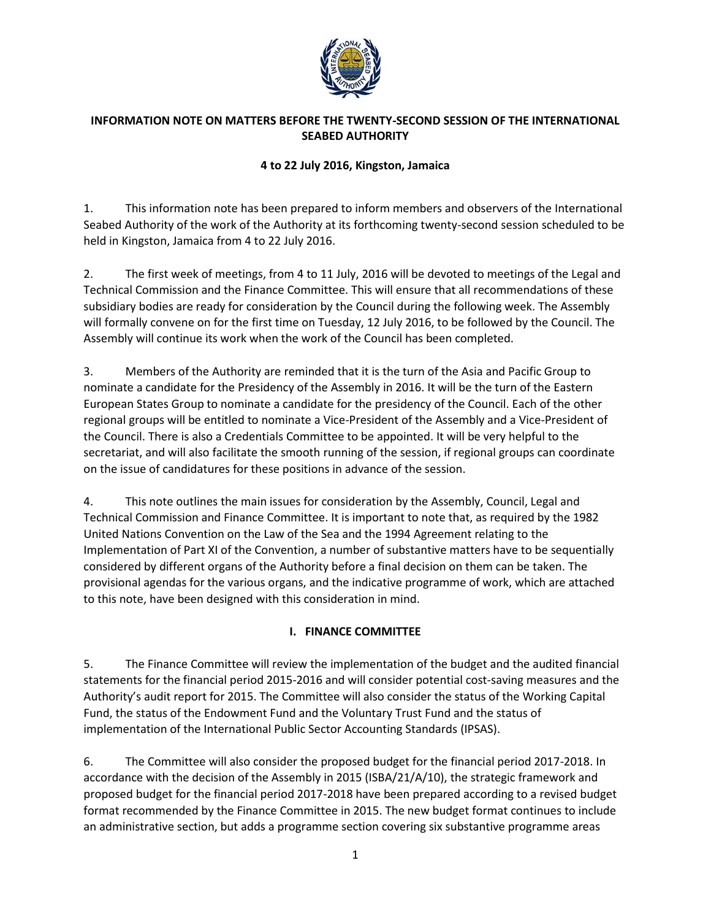**INFORMATION NOTE ON MATTERS BEFORE THE TWENTY-SECOND SESSION OF THE INTERNATIONAL SEABED AUTHORITY**

**4 to 22 July 2016, Kingston, Jamaica**

1. This information note has been prepared to inform members and observers of the International Seabed Authority of the work of the Authority at its forthcoming twenty-second session scheduled to be held in Kingston, Jamaica from 4 to 22 July 2016.

2. The first week of meetings, from 4 to 11 July, 2016 will be devoted to meetings of the Legal and Technical Commission and the Finance Committee. This will ensure that all recommendations of these subsidiary bodies are ready for consideration by the Council during the following week. The Assembly will formally convene on for the first time on Tuesday, 12 July 2016, to be followed by the Council. The Assembly will continue its work when the work of the Council has been completed.

3. Members of the Authority are reminded that it is the turn of the Asia and Pacific Group to nominate a candidate for the Presidency of the Assembly in 2016. It will be the turn of the Eastern European States Group to nominate a candidate for the presidency of the Council. Each of the other regional groups will be entitled to nominate a Vice-President of the Assembly and a Vice-President of the Council. There is also a Credentials Committee to be appointed. It will be very helpful to the secretariat, and will also facilitate the smooth running of the session, if regional groups can coordinate on the issue of candidatures for these positions in advance of the session.

4. This note outlines the main issues for consideration by the Assembly, Council, Legal and Technical Commission and Finance Committee. It is important to note that, as required by the 1982 United Nations Convention on the Law of the Sea and the 1994 Agreement relating to the Implementation of Part XI of the Convention, a number of substantive matters have to be sequentially considered by different organs of the Authority before a final decision on them can be taken. The provisional agendas for the various organs, and the indicative programme of work, which are attached to this note, have been designed with this consideration in mind.

## I. FINANCE COMMITTEE

5. The Finance Committee will review the implementation of the budget and the audited financial statements for the financial period 2015-2016 and will consider potential cost-saving measures and the Authority's audit report for 2015. The Committee will also consider the status of the Working Capital Fund, the status of the Endowment Fund and the Voluntary Trust Fund and the status of implementation of the International Public Sector Accounting Standards (IPSAS).

6. The Committee will also consider the proposed budget for the financial period 2017-2018. In accordance with the decision of the Assembly in 2015 (ISBA/21/A/10), the strategic framework and proposed budget for the financial period 2017-2018 have been prepared according to a revised budget format recommended by the Finance Committee in 2015. The new budget format continues to include an administrative section, but adds a programme section covering six substantive programme areas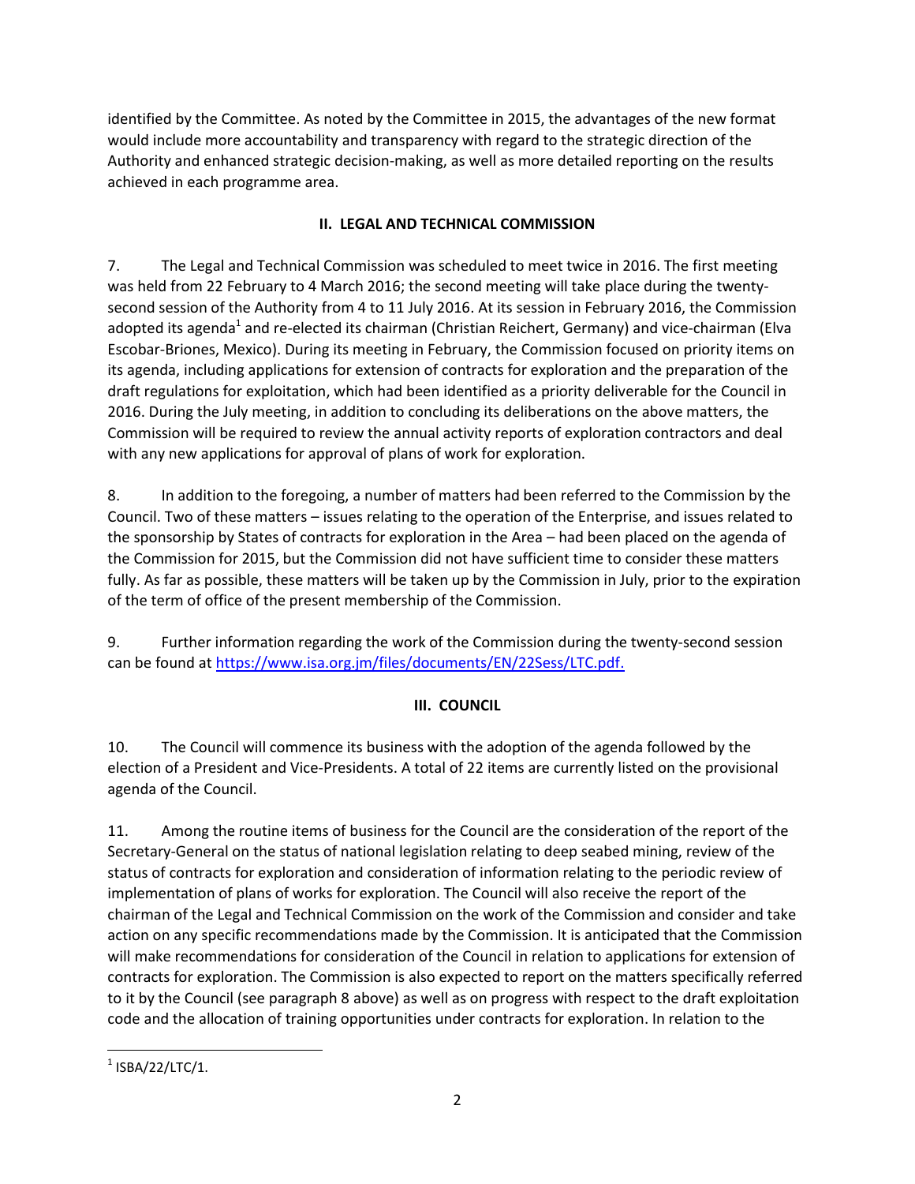identified by the Committee. As noted by the Committee in 2015, the advantages of the new format would include more accountability and transparency with regard to the strategic direction of the Authority and enhanced strategic decision-making, as well as more detailed reporting on the results achieved in each programme area.

## II. LEGAL AND TECHNICAL COMMISSION

7. The Legal and Technical Commission was scheduled to meet twice in 2016. The first meeting was held from 22 February to 4 March 2016; the second meeting will take place during the twenty-second session of the Authority from 4 to 11 July 2016. At its session in February 2016, the Commission adopted its agenda[1] and re-elected its chairman (Christian Reichert, Germany) and vice-chairman (Elva Escobar-Briones, Mexico). During its meeting in February, the Commission focused on priority items on its agenda, including applications for extension of contracts for exploration and the preparation of the draft regulations for exploitation, which had been identified as a priority deliverable for the Council in 2016. During the July meeting, in addition to concluding its deliberations on the above matters, the Commission will be required to review the annual activity reports of exploration contractors and deal with any new applications for approval of plans of work for exploration.

8. In addition to the foregoing, a number of matters had been referred to the Commission by the Council. Two of these matters – issues relating to the operation of the Enterprise, and issues related to the sponsorship by States of contracts for exploration in the Area – had been placed on the agenda of the Commission for 2015, but the Commission did not have sufficient time to consider these matters fully. As far as possible, these matters will be taken up by the Commission in July, prior to the expiration of the term of office of the present membership of the Commission.

9. Further information regarding the work of the Commission during the twenty-second session can be found at https://www.isa.org.jm/files/documents/EN/22Sess/LTC.pdf.

## III. COUNCIL

10. The Council will commence its business with the adoption of the agenda followed by the election of a President and Vice-Presidents. A total of 22 items are currently listed on the provisional agenda of the Council.

11. Among the routine items of business for the Council are the consideration of the report of the Secretary-General on the status of national legislation relating to deep seabed mining, review of the status of contracts for exploration and consideration of information relating to the periodic review of implementation of plans of works for exploration. The Council will also receive the report of the chairman of the Legal and Technical Commission on the work of the Commission and consider and take action on any specific recommendations made by the Commission. It is anticipated that the Commission will make recommendations for consideration of the Council in relation to applications for extension of contracts for exploration. The Commission is also expected to report on the matters specifically referred to it by the Council (see paragraph 8 above) as well as on progress with respect to the draft exploitation code and the allocation of training opportunities under contracts for exploration. In relation to the

---

[1] ISBA/22/LTC/1.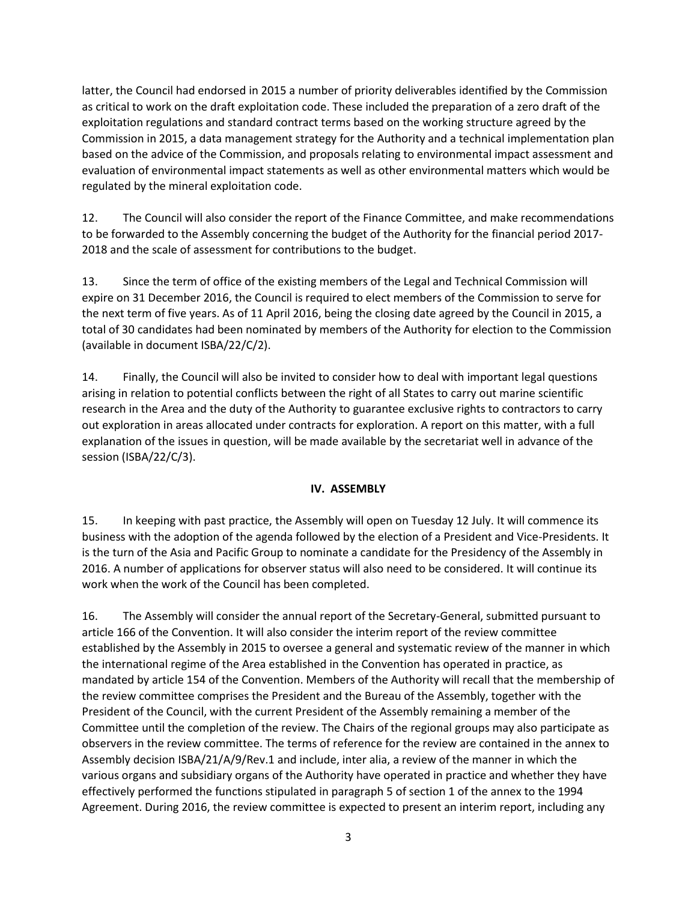latter, the Council had endorsed in 2015 a number of priority deliverables identified by the Commission as critical to work on the draft exploitation code. These included the preparation of a zero draft of the exploitation regulations and standard contract terms based on the working structure agreed by the Commission in 2015, a data management strategy for the Authority and a technical implementation plan based on the advice of the Commission, and proposals relating to environmental impact assessment and evaluation of environmental impact statements as well as other environmental matters which would be regulated by the mineral exploitation code.

12. The Council will also consider the report of the Finance Committee, and make recommendations to be forwarded to the Assembly concerning the budget of the Authority for the financial period 2017-2018 and the scale of assessment for contributions to the budget.

13. Since the term of office of the existing members of the Legal and Technical Commission will expire on 31 December 2016, the Council is required to elect members of the Commission to serve for the next term of five years. As of 11 April 2016, being the closing date agreed by the Council in 2015, a total of 30 candidates had been nominated by members of the Authority for election to the Commission (available in document ISBA/22/C/2).

14. Finally, the Council will also be invited to consider how to deal with important legal questions arising in relation to potential conflicts between the right of all States to carry out marine scientific research in the Area and the duty of the Authority to guarantee exclusive rights to contractors to carry out exploration in areas allocated under contracts for exploration. A report on this matter, with a full explanation of the issues in question, will be made available by the secretariat well in advance of the session (ISBA/22/C/3).

## IV. ASSEMBLY

15. In keeping with past practice, the Assembly will open on Tuesday 12 July. It will commence its business with the adoption of the agenda followed by the election of a President and Vice-Presidents. It is the turn of the Asia and Pacific Group to nominate a candidate for the Presidency of the Assembly in 2016. A number of applications for observer status will also need to be considered. It will continue its work when the work of the Council has been completed.

16. The Assembly will consider the annual report of the Secretary-General, submitted pursuant to article 166 of the Convention. It will also consider the interim report of the review committee established by the Assembly in 2015 to oversee a general and systematic review of the manner in which the international regime of the Area established in the Convention has operated in practice, as mandated by article 154 of the Convention. Members of the Authority will recall that the membership of the review committee comprises the President and the Bureau of the Assembly, together with the President of the Council, with the current President of the Assembly remaining a member of the Committee until the completion of the review. The Chairs of the regional groups may also participate as observers in the review committee. The terms of reference for the review are contained in the annex to Assembly decision ISBA/21/A/9/Rev.1 and include, inter alia, a review of the manner in which the various organs and subsidiary organs of the Authority have operated in practice and whether they have effectively performed the functions stipulated in paragraph 5 of section 1 of the annex to the 1994 Agreement. During 2016, the review committee is expected to present an interim report, including any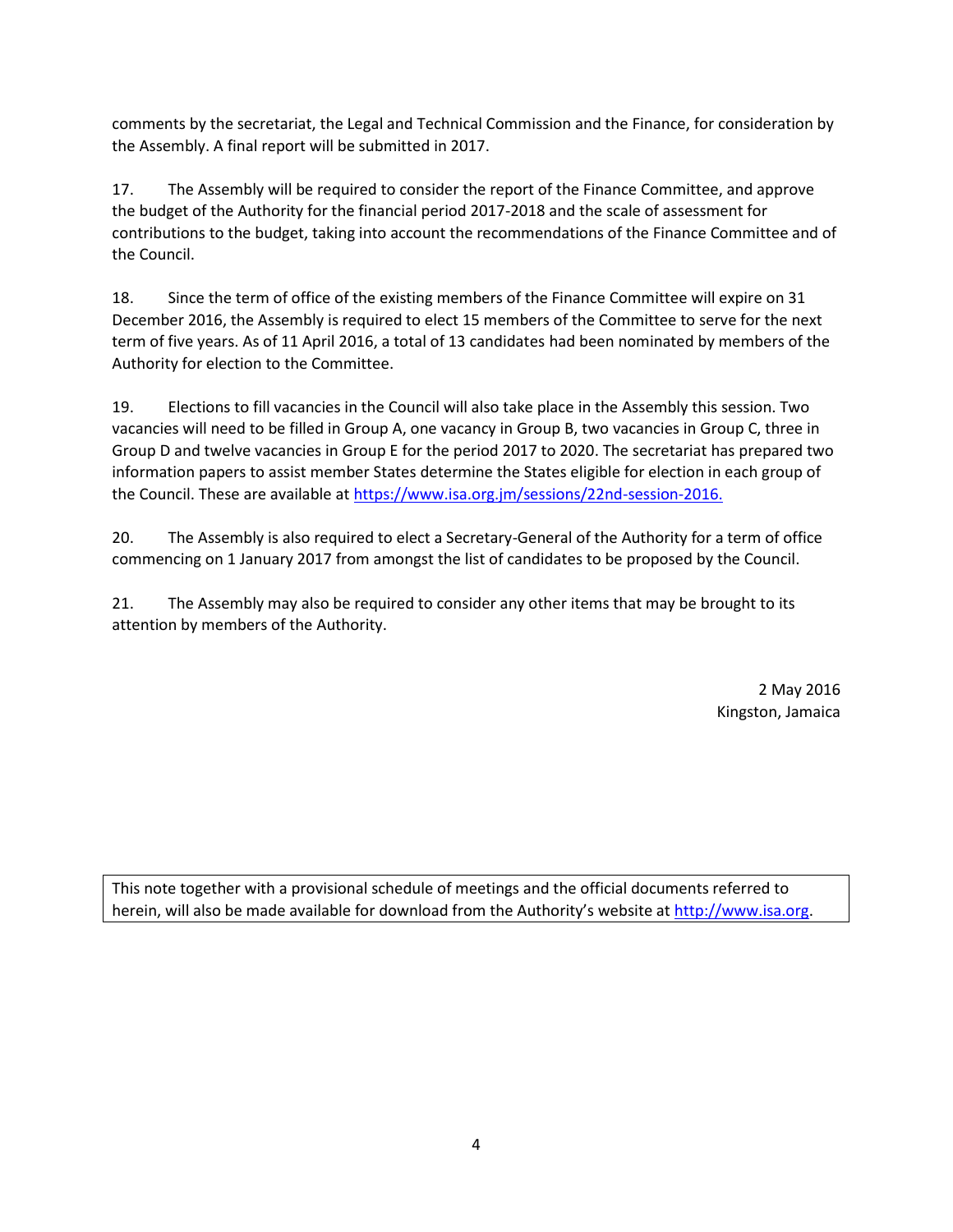comments by the secretariat, the Legal and Technical Commission and the Finance, for consideration by the Assembly. A final report will be submitted in 2017.

17. The Assembly will be required to consider the report of the Finance Committee, and approve the budget of the Authority for the financial period 2017-2018 and the scale of assessment for contributions to the budget, taking into account the recommendations of the Finance Committee and of the Council.

18. Since the term of office of the existing members of the Finance Committee will expire on 31 December 2016, the Assembly is required to elect 15 members of the Committee to serve for the next term of five years. As of 11 April 2016, a total of 13 candidates had been nominated by members of the Authority for election to the Committee.

19. Elections to fill vacancies in the Council will also take place in the Assembly this session. Two vacancies will need to be filled in Group A, one vacancy in Group B, two vacancies in Group C, three in Group D and twelve vacancies in Group E for the period 2017 to 2020. The secretariat has prepared two information papers to assist member States determine the States eligible for election in each group of the Council. These are available at https://www.isa.org.jm/sessions/22nd-session-2016.

20. The Assembly is also required to elect a Secretary-General of the Authority for a term of office commencing on 1 January 2017 from amongst the list of candidates to be proposed by the Council.

21. The Assembly may also be required to consider any other items that may be brought to its attention by members of the Authority.

2 May 2016
Kingston, Jamaica

This note together with a provisional schedule of meetings and the official documents referred to herein, will also be made available for download from the Authority's website at http://www.isa.org.